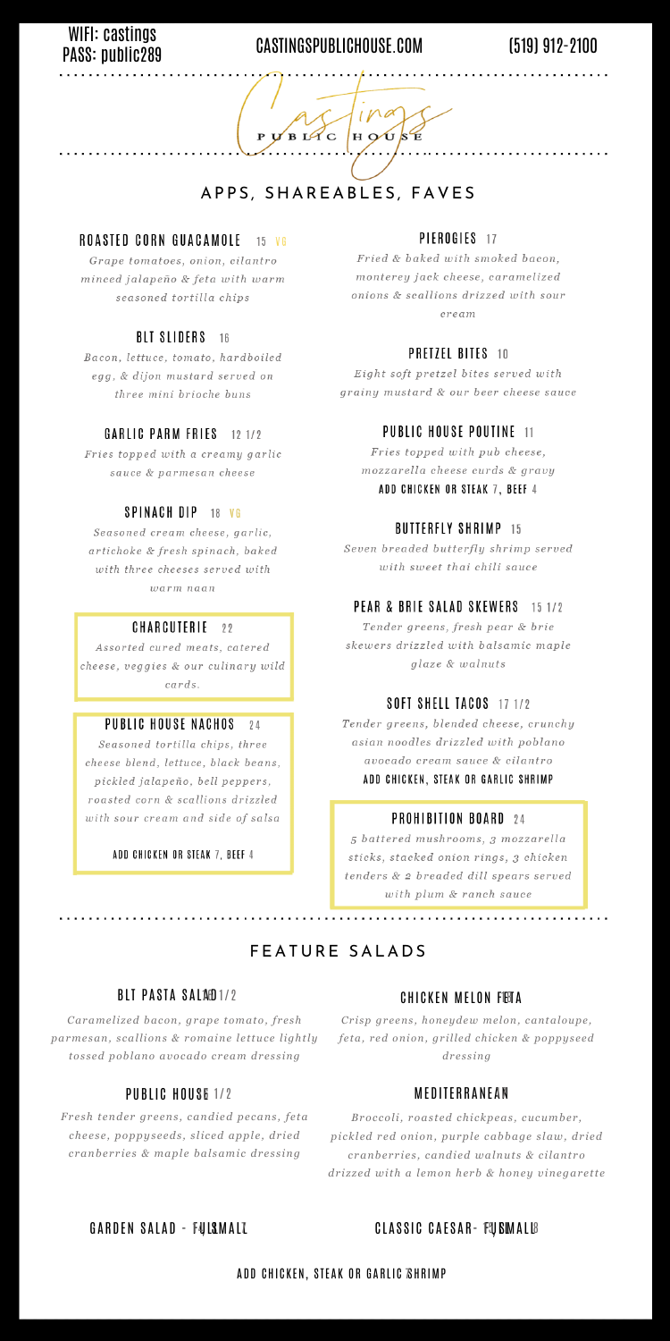WIFI: castings
PASS: public289

CASTINGSPUBLICHOUSE.COM

(519) 912-2100

Castings
PUBLIC HOUSE

## APPS, SHAREABLES, FAVES

### ROASTED CORN GUACAMOLE 15 VG

*Grape tomatoes, onion, cilantro minced jalapeño & feta with warm seasoned tortilla chips*

### BLT SLIDERS 16

*Bacon, lettuce, tomato, hardboiled egg, & dijon mustard served on three mini brioche buns*

### GARLIC PARM FRIES 12 1/2

*Fries topped with a creamy garlic sauce & parmesan cheese*

### SPINACH DIP 18 VG

*Seasoned cream cheese, garlic, artichoke & fresh spinach, baked with three cheeses served with warm naan*

### CHARCUTERIE 22

*Assorted cured meats, catered cheese, veggies & our culinary wild cards.*

### PUBLIC HOUSE NACHOS 24

*Seasoned tortilla chips, three cheese blend, lettuce, black beans, pickled jalapeño, bell peppers, roasted corn & scallions drizzled with sour cream and side of salsa*

ADD CHICKEN OR STEAK 7, BEEF 4

### PIEROGIES 17

*Fried & baked with smoked bacon, monterey jack cheese, caramelized onions & scallions drizzed with sour cream*

### PRETZEL BITES 10

*Eight soft pretzel bites served with grainy mustard & our beer cheese sauce*

### PUBLIC HOUSE POUTINE 11

*Fries topped with pub cheese, mozzarella cheese curds & gravy*

ADD CHICKEN OR STEAK 7, BEEF 4

### BUTTERFLY SHRIMP 15

*Seven breaded butterfly shrimp served with sweet thai chili sauce*

### PEAR & BRIE SALAD SKEWERS 15 1/2

*Tender greens, fresh pear & brie skewers drizzled with balsamic maple glaze & walnuts*

### SOFT SHELL TACOS 17 1/2

*Tender greens, blended cheese, crunchy asian noodles drizzled with poblano avocado cream sauce & cilantro*

ADD CHICKEN, STEAK OR GARLIC SHRIMP

### PROHIBITION BOARD 24

*5 battered mushrooms, 3 mozzarella sticks, stacked onion rings, 3 chicken tenders & 2 breaded dill spears served with plum & ranch sauce*

## FEATURE SALADS

### BLT PASTA SALAD 1/2

*Caramelized bacon, grape tomato, fresh parmesan, scallions & romaine lettuce lightly tossed poblano avocado cream dressing*

### PUBLIC HOUSE 1/2

*Fresh tender greens, candied pecans, feta cheese, poppyseeds, sliced apple, dried cranberries & maple balsamic dressing*

### CHICKEN MELON FETA

*Crisp greens, honeydew melon, cantaloupe, feta, red onion, grilled chicken & poppyseed dressing*

### MEDITERRANEAN

*Broccoli, roasted chickpeas, cucumber, pickled red onion, purple cabbage slaw, dried cranberries, candied walnuts & cilantro drizzed with a lemon herb & honey vinegarette*

GARDEN SALAD - FULL SMALL

CLASSIC CAESAR - FULL SMALL

ADD CHICKEN, STEAK OR GARLIC SHRIMP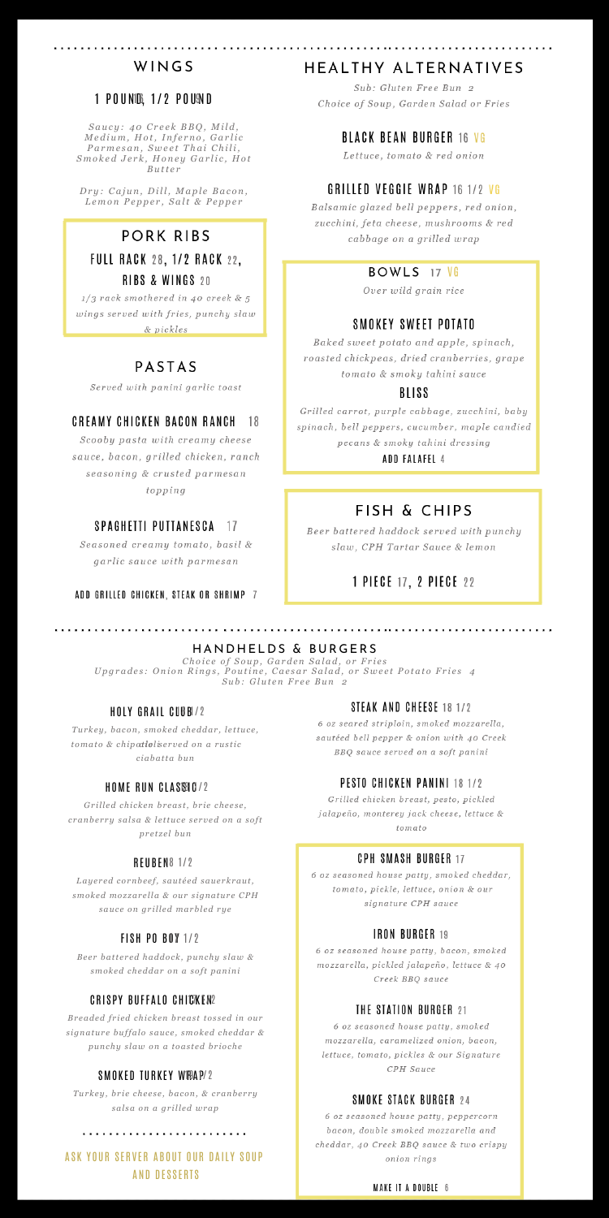## WINGS

### 1 POUND, 1/2 POUND

*Saucy: 40 Creek BBQ, Mild, Medium, Hot, Inferno, Garlic Parmesan, Sweet Thai Chili, Smoked Jerk, Honey Garlic, Hot Butter*

*Dry: Cajun, Dill, Maple Bacon, Lemon Pepper, Salt & Pepper*

## PORK RIBS

### FULL RACK 28, 1/2 RACK 22, RIBS & WINGS 20

*1/3 rack smothered in 40 creek & 5 wings served with fries, punchy slaw & pickles*

## PASTAS

*Served with panini garlic toast*

### CREAMY CHICKEN BACON RANCH 18

*Scooby pasta with creamy cheese sauce, bacon, grilled chicken, ranch seasoning & crusted parmesan topping*

### SPAGHETTI PUTTANESCA 17

*Seasoned creamy tomato, basil & garlic sauce with parmesan*

ADD GRILLED CHICKEN, STEAK OR SHRIMP 7

## HEALTHY ALTERNATIVES

*Sub: Gluten Free Bun 2*
*Choice of Soup, Garden Salad or Fries*

### BLACK BEAN BURGER 16 VG

*Lettuce, tomato & red onion*

### GRILLED VEGGIE WRAP 16 1/2 VG

*Balsamic glazed bell peppers, red onion, zucchini, feta cheese, mushrooms & red cabbage on a grilled wrap*

## BOWLS 17 VG

*Over wild grain rice*

### SMOKEY SWEET POTATO

*Baked sweet potato and apple, spinach, roasted chickpeas, dried cranberries, grape tomato & smoky tahini sauce*

### BLISS

*Grilled carrot, purple cabbage, zucchini, baby spinach, bell peppers, cucumber, maple candied pecans & smoky tahini dressing*

ADD FALAFEL 4

## FISH & CHIPS

*Beer battered haddock served with punchy slaw, CPH Tartar Sauce & lemon*

### 1 PIECE 17, 2 PIECE 22

## HANDHELDS & BURGERS

*Choice of Soup, Garden Salad, or Fries*
*Upgrades: Onion Rings, Poutine, Caesar Salad, or Sweet Potato Fries 4*
*Sub: Gluten Free Bun 2*

### HOLY GRAIL CLUB 1/2

*Turkey, bacon, smoked cheddar, lettuce, tomato & chipotle aioli served on a rustic ciabatta bun*

### HOME RUN CLASSIC 1/2

*Grilled chicken breast, brie cheese, cranberry salsa & lettuce served on a soft pretzel bun*

### REUBEN 8 1/2

*Layered cornbeef, sautéed sauerkraut, smoked mozzarella & our signature CPH sauce on grilled marbled rye*

### FISH PO BOY 1/2

*Beer battered haddock, punchy slaw & smoked cheddar on a soft panini*

### CRISPY BUFFALO CHICKEN 2

*Breaded fried chicken breast tossed in our signature buffalo sauce, smoked cheddar & punchy slaw on a toasted brioche*

### SMOKED TURKEY WRAP 1/2

*Turkey, brie cheese, bacon, & cranberry salsa on a grilled wrap*

### STEAK AND CHEESE 18 1/2

*6 oz seared striploin, smoked mozzarella, sautéed bell pepper & onion with 40 Creek BBQ sauce served on a soft panini*

### PESTO CHICKEN PANINI 18 1/2

*Grilled chicken breast, pesto, pickled jalapeño, monterey jack cheese, lettuce & tomato*

### CPH SMASH BURGER 17

*6 oz seasoned house patty, smoked cheddar, tomato, pickle, lettuce, onion & our signature CPH sauce*

### IRON BURGER 19

*6 oz seasoned house patty, bacon, smoked mozzarella, pickled jalapeño, lettuce & 40 Creek BBQ sauce*

### THE STATION BURGER 21

*6 oz seasoned house patty, smoked mozzarella, caramelized onion, bacon, lettuce, tomato, pickles & our Signature CPH Sauce*

### SMOKE STACK BURGER 24

*6 oz seasoned house patty, peppercorn bacon, double smoked mozzarella and cheddar, 40 Creek BBQ sauce & two crispy onion rings*

MAKE IT A DOUBLE 6

ASK YOUR SERVER ABOUT OUR DAILY SOUP AND DESSERTS